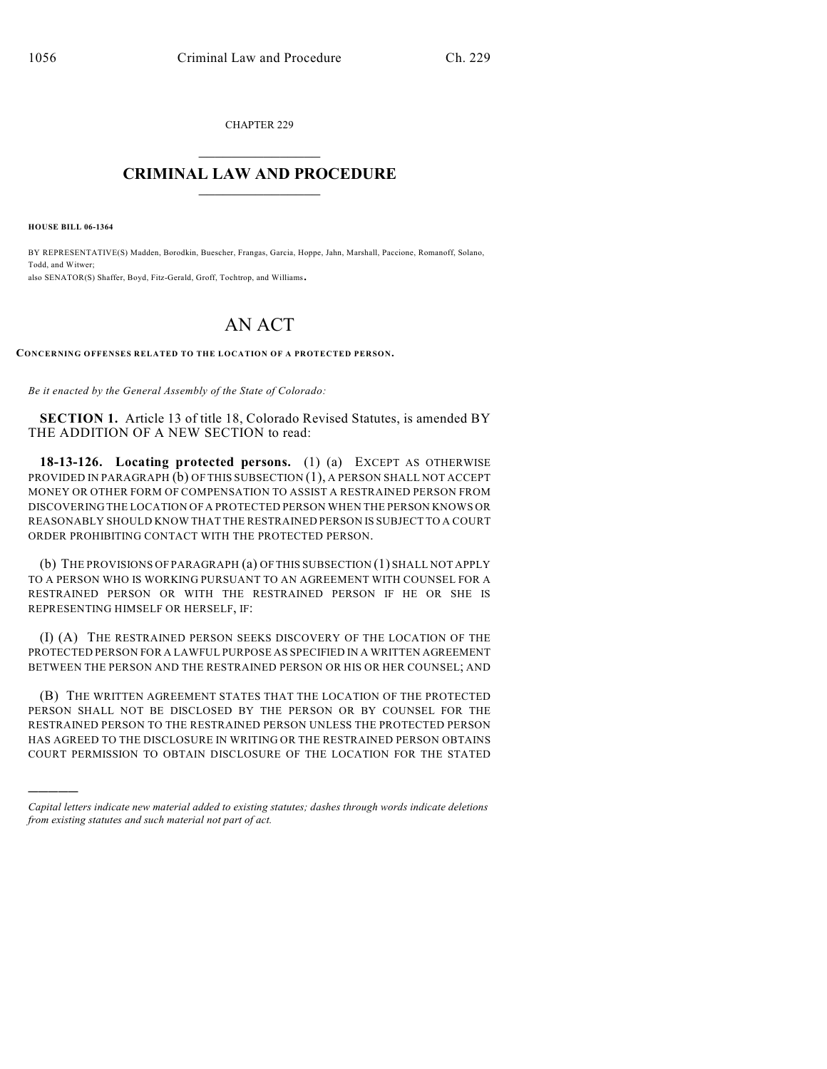CHAPTER 229

# CRIMINAL LAW AND PROCEDURE

**HOUSE BILL 06-1364**

BY REPRESENTATIVE(S) Madden, Borodkin, Buescher, Frangas, Garcia, Hoppe, Jahn, Marshall, Paccione, Romanoff, Solano, Todd, and Witwer;
also SENATOR(S) Shaffer, Boyd, Fitz-Gerald, Groff, Tochtrop, and Williams.

# AN ACT

**CONCERNING OFFENSES RELATED TO THE LOCATION OF A PROTECTED PERSON.**

*Be it enacted by the General Assembly of the State of Colorado:*

**SECTION 1.** Article 13 of title 18, Colorado Revised Statutes, is amended BY THE ADDITION OF A NEW SECTION to read:

**18-13-126. Locating protected persons.** (1) (a) EXCEPT AS OTHERWISE PROVIDED IN PARAGRAPH (b) OF THIS SUBSECTION (1), A PERSON SHALL NOT ACCEPT MONEY OR OTHER FORM OF COMPENSATION TO ASSIST A RESTRAINED PERSON FROM DISCOVERING THE LOCATION OF A PROTECTED PERSON WHEN THE PERSON KNOWS OR REASONABLY SHOULD KNOW THAT THE RESTRAINED PERSON IS SUBJECT TO A COURT ORDER PROHIBITING CONTACT WITH THE PROTECTED PERSON.

(b) THE PROVISIONS OF PARAGRAPH (a) OF THIS SUBSECTION (1) SHALL NOT APPLY TO A PERSON WHO IS WORKING PURSUANT TO AN AGREEMENT WITH COUNSEL FOR A RESTRAINED PERSON OR WITH THE RESTRAINED PERSON IF HE OR SHE IS REPRESENTING HIMSELF OR HERSELF, IF:

(I) (A) THE RESTRAINED PERSON SEEKS DISCOVERY OF THE LOCATION OF THE PROTECTED PERSON FOR A LAWFUL PURPOSE AS SPECIFIED IN A WRITTEN AGREEMENT BETWEEN THE PERSON AND THE RESTRAINED PERSON OR HIS OR HER COUNSEL; AND

(B) THE WRITTEN AGREEMENT STATES THAT THE LOCATION OF THE PROTECTED PERSON SHALL NOT BE DISCLOSED BY THE PERSON OR BY COUNSEL FOR THE RESTRAINED PERSON TO THE RESTRAINED PERSON UNLESS THE PROTECTED PERSON HAS AGREED TO THE DISCLOSURE IN WRITING OR THE RESTRAINED PERSON OBTAINS COURT PERMISSION TO OBTAIN DISCLOSURE OF THE LOCATION FOR THE STATED

---

*Capital letters indicate new material added to existing statutes; dashes through words indicate deletions from existing statutes and such material not part of act.*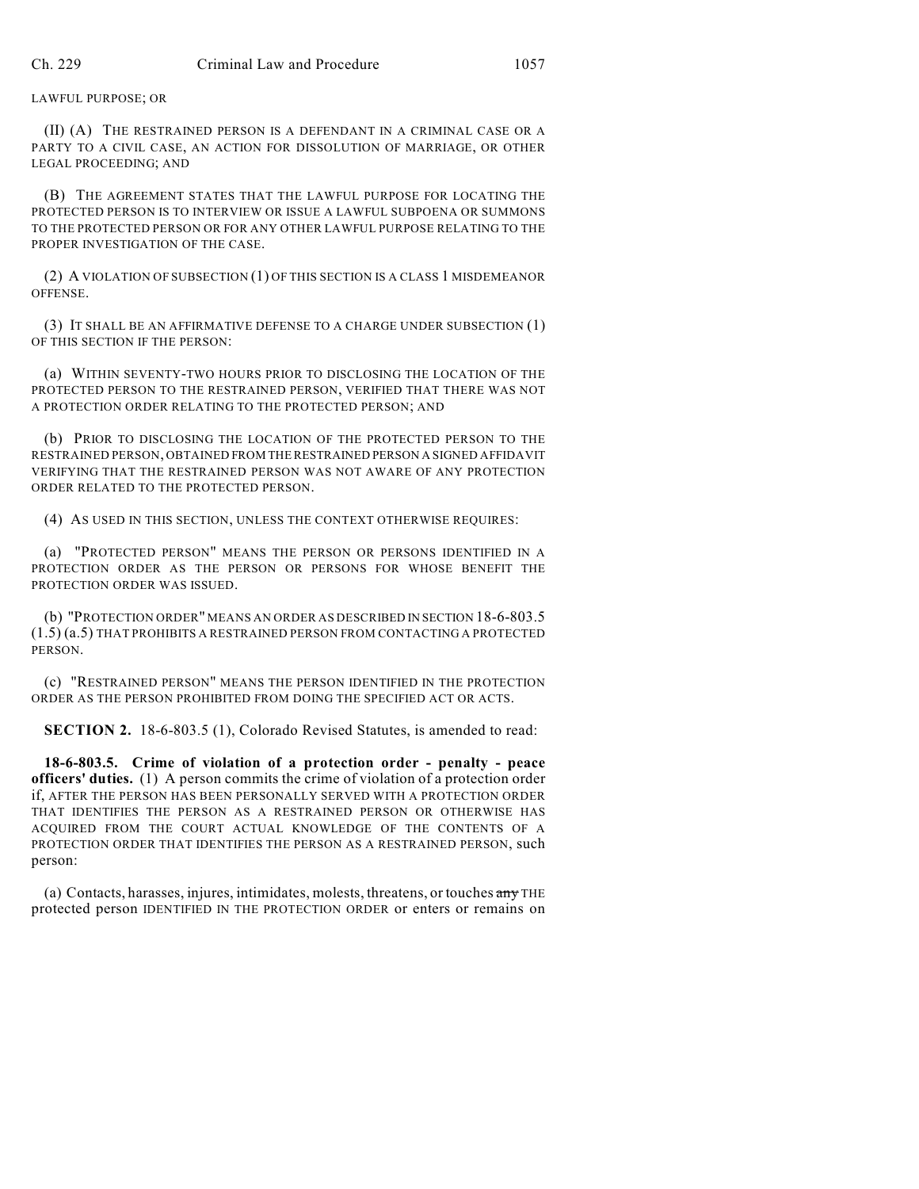LAWFUL PURPOSE; OR

(II) (A) THE RESTRAINED PERSON IS A DEFENDANT IN A CRIMINAL CASE OR A PARTY TO A CIVIL CASE, AN ACTION FOR DISSOLUTION OF MARRIAGE, OR OTHER LEGAL PROCEEDING; AND

(B) THE AGREEMENT STATES THAT THE LAWFUL PURPOSE FOR LOCATING THE PROTECTED PERSON IS TO INTERVIEW OR ISSUE A LAWFUL SUBPOENA OR SUMMONS TO THE PROTECTED PERSON OR FOR ANY OTHER LAWFUL PURPOSE RELATING TO THE PROPER INVESTIGATION OF THE CASE.

(2) A VIOLATION OF SUBSECTION (1) OF THIS SECTION IS A CLASS 1 MISDEMEANOR OFFENSE.

(3) IT SHALL BE AN AFFIRMATIVE DEFENSE TO A CHARGE UNDER SUBSECTION (1) OF THIS SECTION IF THE PERSON:

(a) WITHIN SEVENTY-TWO HOURS PRIOR TO DISCLOSING THE LOCATION OF THE PROTECTED PERSON TO THE RESTRAINED PERSON, VERIFIED THAT THERE WAS NOT A PROTECTION ORDER RELATING TO THE PROTECTED PERSON; AND

(b) PRIOR TO DISCLOSING THE LOCATION OF THE PROTECTED PERSON TO THE RESTRAINED PERSON, OBTAINED FROM THE RESTRAINED PERSON A SIGNED AFFIDAVIT VERIFYING THAT THE RESTRAINED PERSON WAS NOT AWARE OF ANY PROTECTION ORDER RELATED TO THE PROTECTED PERSON.

(4) AS USED IN THIS SECTION, UNLESS THE CONTEXT OTHERWISE REQUIRES:

(a) "PROTECTED PERSON" MEANS THE PERSON OR PERSONS IDENTIFIED IN A PROTECTION ORDER AS THE PERSON OR PERSONS FOR WHOSE BENEFIT THE PROTECTION ORDER WAS ISSUED.

(b) "PROTECTION ORDER" MEANS AN ORDER AS DESCRIBED IN SECTION 18-6-803.5 (1.5) (a.5) THAT PROHIBITS A RESTRAINED PERSON FROM CONTACTING A PROTECTED PERSON.

(c) "RESTRAINED PERSON" MEANS THE PERSON IDENTIFIED IN THE PROTECTION ORDER AS THE PERSON PROHIBITED FROM DOING THE SPECIFIED ACT OR ACTS.

**SECTION 2.** 18-6-803.5 (1), Colorado Revised Statutes, is amended to read:

**18-6-803.5. Crime of violation of a protection order - penalty - peace officers' duties.** (1) A person commits the crime of violation of a protection order if, AFTER THE PERSON HAS BEEN PERSONALLY SERVED WITH A PROTECTION ORDER THAT IDENTIFIES THE PERSON AS A RESTRAINED PERSON OR OTHERWISE HAS ACQUIRED FROM THE COURT ACTUAL KNOWLEDGE OF THE CONTENTS OF A PROTECTION ORDER THAT IDENTIFIES THE PERSON AS A RESTRAINED PERSON, such person:

(a) Contacts, harasses, injures, intimidates, molests, threatens, or touches ~~any~~ THE protected person IDENTIFIED IN THE PROTECTION ORDER or enters or remains on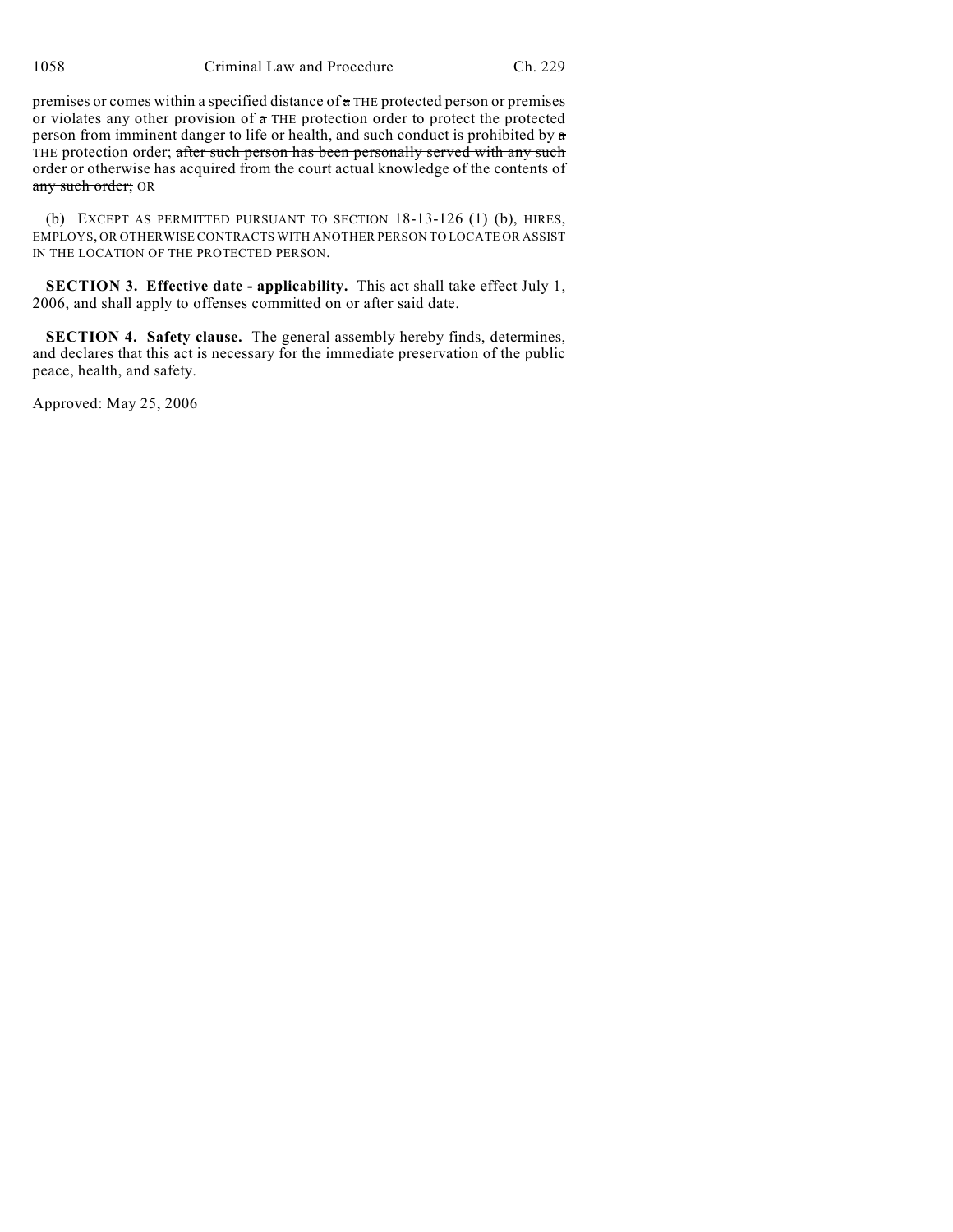premises or comes within a specified distance of ~~a~~ THE protected person or premises or violates any other provision of ~~a~~ THE protection order to protect the protected person from imminent danger to life or health, and such conduct is prohibited by ~~a~~ THE protection order; ~~after such person has been personally served with any such order or otherwise has acquired from the court actual knowledge of the contents of any such order;~~ OR

(b) EXCEPT AS PERMITTED PURSUANT TO SECTION 18-13-126 (1) (b), HIRES, EMPLOYS, OR OTHERWISE CONTRACTS WITH ANOTHER PERSON TO LOCATE OR ASSIST IN THE LOCATION OF THE PROTECTED PERSON.

**SECTION 3. Effective date - applicability.** This act shall take effect July 1, 2006, and shall apply to offenses committed on or after said date.

**SECTION 4. Safety clause.** The general assembly hereby finds, determines, and declares that this act is necessary for the immediate preservation of the public peace, health, and safety.

Approved: May 25, 2006